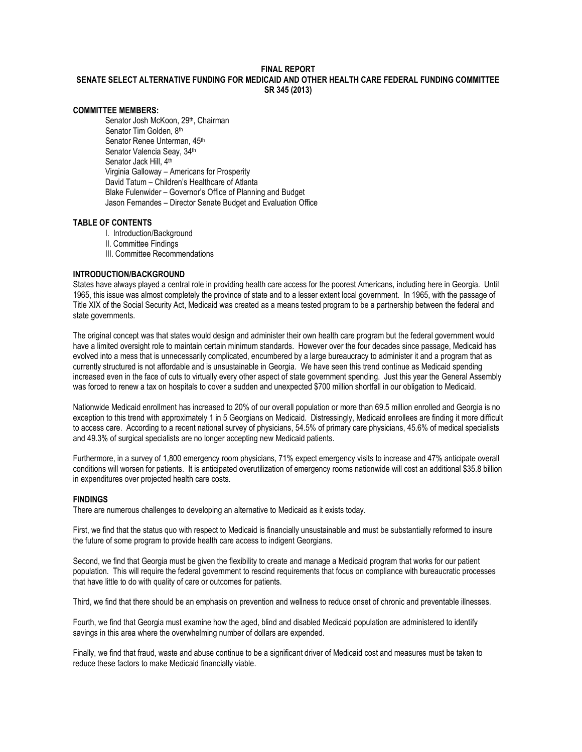**FINAL REPORT**
**SENATE SELECT ALTERNATIVE FUNDING FOR MEDICAID AND OTHER HEALTH CARE FEDERAL FUNDING COMMITTEE**
**SR 345 (2013)**

## COMMITTEE MEMBERS:

Senator Josh McKoon, 29th, Chairman
Senator Tim Golden, 8th
Senator Renee Unterman, 45th
Senator Valencia Seay, 34th
Senator Jack Hill, 4th
Virginia Galloway – Americans for Prosperity
David Tatum – Children's Healthcare of Atlanta
Blake Fulenwider – Governor's Office of Planning and Budget
Jason Fernandes – Director Senate Budget and Evaluation Office

## TABLE OF CONTENTS

I. Introduction/Background
II. Committee Findings
III. Committee Recommendations

## INTRODUCTION/BACKGROUND

States have always played a central role in providing health care access for the poorest Americans, including here in Georgia. Until 1965, this issue was almost completely the province of state and to a lesser extent local government. In 1965, with the passage of Title XIX of the Social Security Act, Medicaid was created as a means tested program to be a partnership between the federal and state governments.

The original concept was that states would design and administer their own health care program but the federal government would have a limited oversight role to maintain certain minimum standards. However over the four decades since passage, Medicaid has evolved into a mess that is unnecessarily complicated, encumbered by a large bureaucracy to administer it and a program that as currently structured is not affordable and is unsustainable in Georgia. We have seen this trend continue as Medicaid spending increased even in the face of cuts to virtually every other aspect of state government spending. Just this year the General Assembly was forced to renew a tax on hospitals to cover a sudden and unexpected $700 million shortfall in our obligation to Medicaid.

Nationwide Medicaid enrollment has increased to 20% of our overall population or more than 69.5 million enrolled and Georgia is no exception to this trend with approximately 1 in 5 Georgians on Medicaid. Distressingly, Medicaid enrollees are finding it more difficult to access care. According to a recent national survey of physicians, 54.5% of primary care physicians, 45.6% of medical specialists and 49.3% of surgical specialists are no longer accepting new Medicaid patients.

Furthermore, in a survey of 1,800 emergency room physicians, 71% expect emergency visits to increase and 47% anticipate overall conditions will worsen for patients. It is anticipated overutilization of emergency rooms nationwide will cost an additional $35.8 billion in expenditures over projected health care costs.

## FINDINGS

There are numerous challenges to developing an alternative to Medicaid as it exists today.

First, we find that the status quo with respect to Medicaid is financially unsustainable and must be substantially reformed to insure the future of some program to provide health care access to indigent Georgians.

Second, we find that Georgia must be given the flexibility to create and manage a Medicaid program that works for our patient population. This will require the federal government to rescind requirements that focus on compliance with bureaucratic processes that have little to do with quality of care or outcomes for patients.

Third, we find that there should be an emphasis on prevention and wellness to reduce onset of chronic and preventable illnesses.

Fourth, we find that Georgia must examine how the aged, blind and disabled Medicaid population are administered to identify savings in this area where the overwhelming number of dollars are expended.

Finally, we find that fraud, waste and abuse continue to be a significant driver of Medicaid cost and measures must be taken to reduce these factors to make Medicaid financially viable.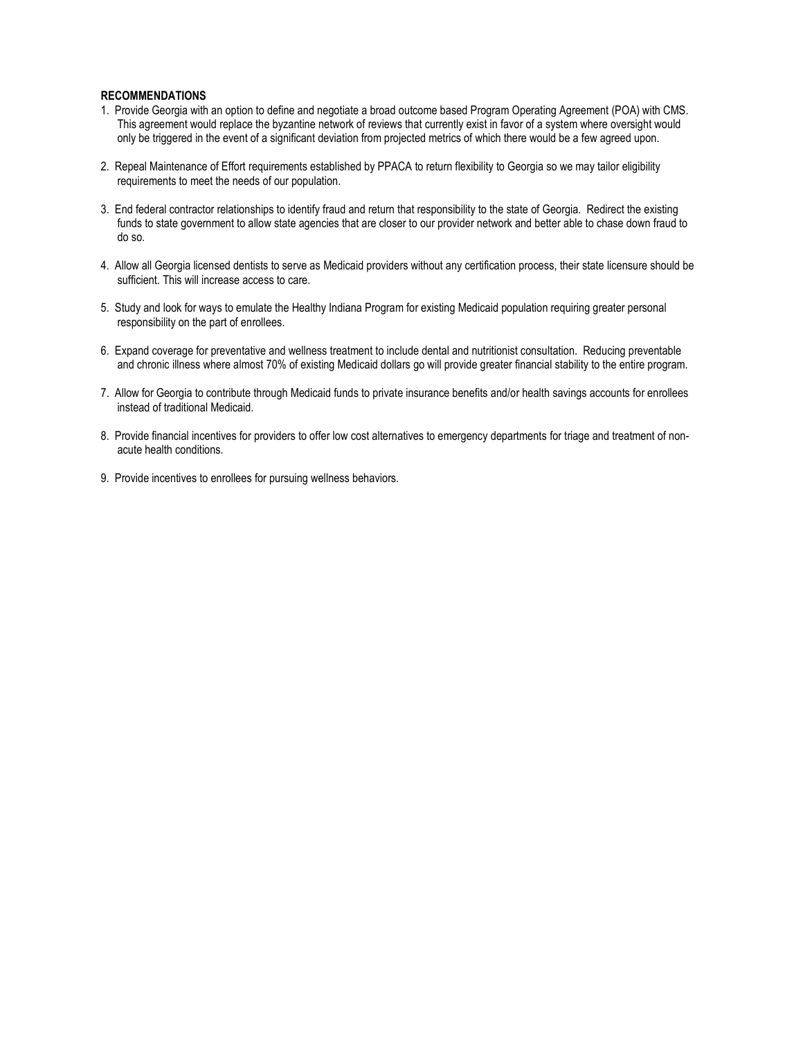**RECOMMENDATIONS**

1. Provide Georgia with an option to define and negotiate a broad outcome based Program Operating Agreement (POA) with CMS. This agreement would replace the byzantine network of reviews that currently exist in favor of a system where oversight would only be triggered in the event of a significant deviation from projected metrics of which there would be a few agreed upon.

2. Repeal Maintenance of Effort requirements established by PPACA to return flexibility to Georgia so we may tailor eligibility requirements to meet the needs of our population.

3. End federal contractor relationships to identify fraud and return that responsibility to the state of Georgia. Redirect the existing funds to state government to allow state agencies that are closer to our provider network and better able to chase down fraud to do so.

4. Allow all Georgia licensed dentists to serve as Medicaid providers without any certification process, their state licensure should be sufficient. This will increase access to care.

5. Study and look for ways to emulate the Healthy Indiana Program for existing Medicaid population requiring greater personal responsibility on the part of enrollees.

6. Expand coverage for preventative and wellness treatment to include dental and nutritionist consultation. Reducing preventable and chronic illness where almost 70% of existing Medicaid dollars go will provide greater financial stability to the entire program.

7. Allow for Georgia to contribute through Medicaid funds to private insurance benefits and/or health savings accounts for enrollees instead of traditional Medicaid.

8. Provide financial incentives for providers to offer low cost alternatives to emergency departments for triage and treatment of non-acute health conditions.

9. Provide incentives to enrollees for pursuing wellness behaviors.